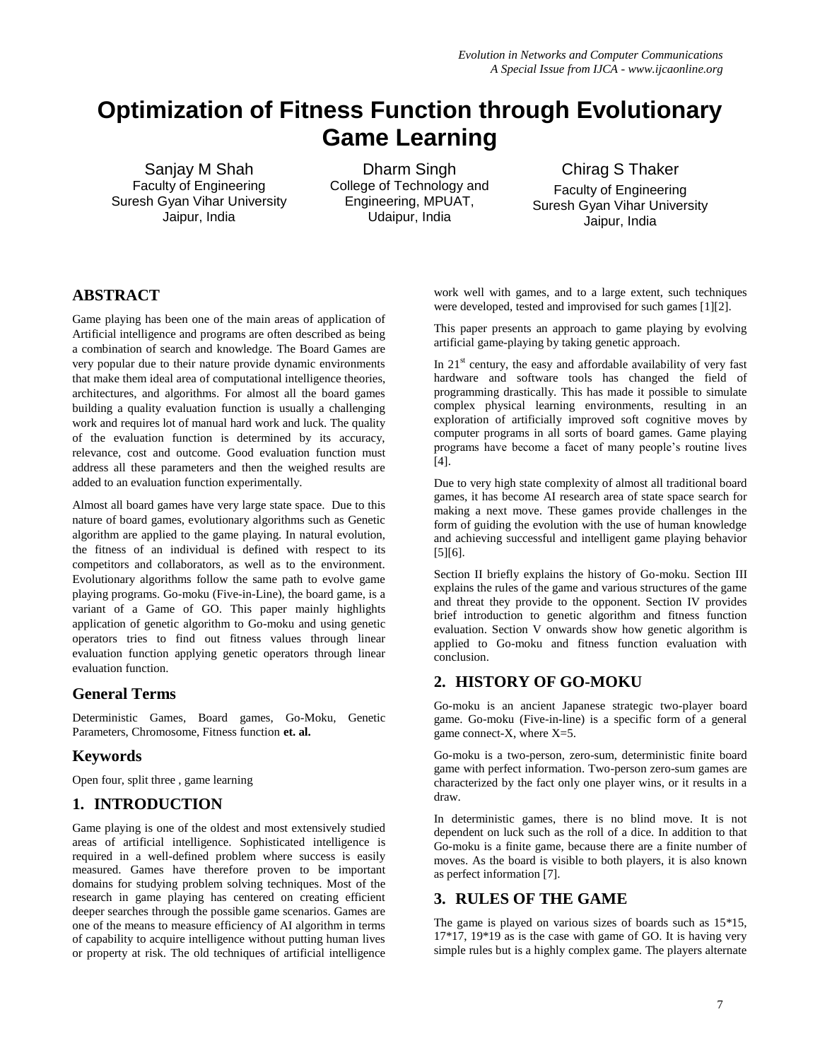# Optimization of Fitness Function through Evolutionary Game Learning

Sanjay M Shah
Faculty of Engineering
Suresh Gyan Vihar University
Jaipur, India

Dharm Singh
College of Technology and Engineering, MPUAT,
Udaipur, India

Chirag S Thaker
Faculty of Engineering
Suresh Gyan Vihar University
Jaipur, India

## ABSTRACT

Game playing has been one of the main areas of application of Artificial intelligence and programs are often described as being a combination of search and knowledge. The Board Games are very popular due to their nature provide dynamic environments that make them ideal area of computational intelligence theories, architectures, and algorithms. For almost all the board games building a quality evaluation function is usually a challenging work and requires lot of manual hard work and luck. The quality of the evaluation function is determined by its accuracy, relevance, cost and outcome. Good evaluation function must address all these parameters and then the weighed results are added to an evaluation function experimentally.

Almost all board games have very large state space. Due to this nature of board games, evolutionary algorithms such as Genetic algorithm are applied to the game playing. In natural evolution, the fitness of an individual is defined with respect to its competitors and collaborators, as well as to the environment. Evolutionary algorithms follow the same path to evolve game playing programs. Go-moku (Five-in-Line), the board game, is a variant of a Game of GO. This paper mainly highlights application of genetic algorithm to Go-moku and using genetic operators tries to find out fitness values through linear evaluation function applying genetic operators through linear evaluation function.

## General Terms

Deterministic Games, Board games, Go-Moku, Genetic Parameters, Chromosome, Fitness function **et. al.**

## Keywords

Open four, split three , game learning

## 1. INTRODUCTION

Game playing is one of the oldest and most extensively studied areas of artificial intelligence. Sophisticated intelligence is required in a well-defined problem where success is easily measured. Games have therefore proven to be important domains for studying problem solving techniques. Most of the research in game playing has centered on creating efficient deeper searches through the possible game scenarios. Games are one of the means to measure efficiency of AI algorithm in terms of capability to acquire intelligence without putting human lives or property at risk. The old techniques of artificial intelligence work well with games, and to a large extent, such techniques were developed, tested and improvised for such games [1][2].

This paper presents an approach to game playing by evolving artificial game-playing by taking genetic approach.

In 21st century, the easy and affordable availability of very fast hardware and software tools has changed the field of programming drastically. This has made it possible to simulate complex physical learning environments, resulting in an exploration of artificially improved soft cognitive moves by computer programs in all sorts of board games. Game playing programs have become a facet of many people's routine lives [4].

Due to very high state complexity of almost all traditional board games, it has become AI research area of state space search for making a next move. These games provide challenges in the form of guiding the evolution with the use of human knowledge and achieving successful and intelligent game playing behavior [5][6].

Section II briefly explains the history of Go-moku. Section III explains the rules of the game and various structures of the game and threat they provide to the opponent. Section IV provides brief introduction to genetic algorithm and fitness function evaluation. Section V onwards show how genetic algorithm is applied to Go-moku and fitness function evaluation with conclusion.

## 2. HISTORY OF GO-MOKU

Go-moku is an ancient Japanese strategic two-player board game. Go-moku (Five-in-line) is a specific form of a general game connect-X, where X=5.

Go-moku is a two-person, zero-sum, deterministic finite board game with perfect information. Two-person zero-sum games are characterized by the fact only one player wins, or it results in a draw.

In deterministic games, there is no blind move. It is not dependent on luck such as the roll of a dice. In addition to that Go-moku is a finite game, because there are a finite number of moves. As the board is visible to both players, it is also known as perfect information [7].

## 3. RULES OF THE GAME

The game is played on various sizes of boards such as 15\*15, 17\*17, 19\*19 as is the case with game of GO. It is having very simple rules but is a highly complex game. The players alternate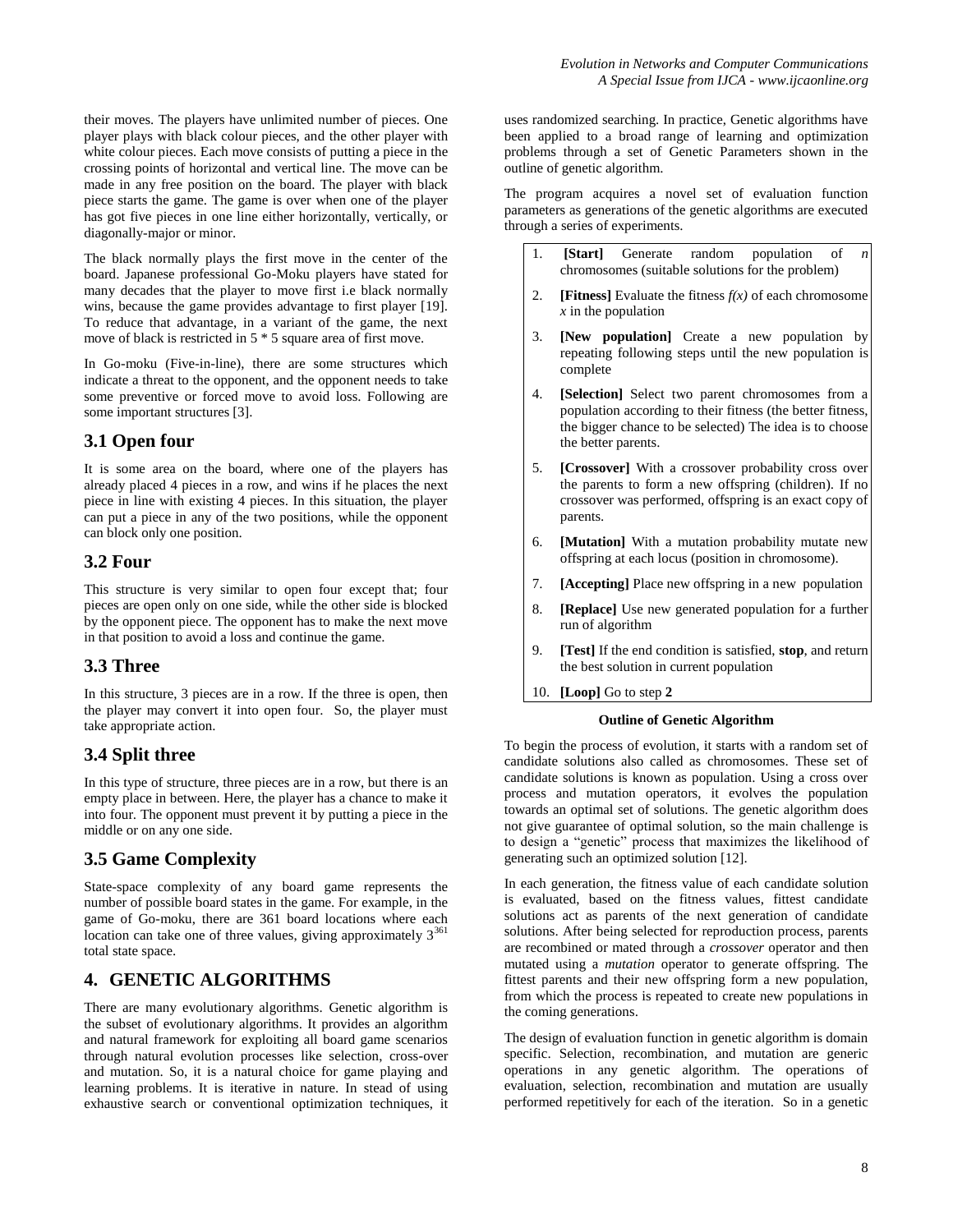their moves. The players have unlimited number of pieces. One player plays with black colour pieces, and the other player with white colour pieces. Each move consists of putting a piece in the crossing points of horizontal and vertical line. The move can be made in any free position on the board. The player with black piece starts the game. The game is over when one of the player has got five pieces in one line either horizontally, vertically, or diagonally-major or minor.

The black normally plays the first move in the center of the board. Japanese professional Go-Moku players have stated for many decades that the player to move first i.e black normally wins, because the game provides advantage to first player [19]. To reduce that advantage, in a variant of the game, the next move of black is restricted in 5 * 5 square area of first move.

In Go-moku (Five-in-line), there are some structures which indicate a threat to the opponent, and the opponent needs to take some preventive or forced move to avoid loss. Following are some important structures [3].

## 3.1 Open four

It is some area on the board, where one of the players has already placed 4 pieces in a row, and wins if he places the next piece in line with existing 4 pieces. In this situation, the player can put a piece in any of the two positions, while the opponent can block only one position.

## 3.2 Four

This structure is very similar to open four except that; four pieces are open only on one side, while the other side is blocked by the opponent piece. The opponent has to make the next move in that position to avoid a loss and continue the game.

## 3.3 Three

In this structure, 3 pieces are in a row. If the three is open, then the player may convert it into open four. So, the player must take appropriate action.

## 3.4 Split three

In this type of structure, three pieces are in a row, but there is an empty place in between. Here, the player has a chance to make it into four. The opponent must prevent it by putting a piece in the middle or on any one side.

## 3.5 Game Complexity

State-space complexity of any board game represents the number of possible board states in the game. For example, in the game of Go-moku, there are 361 board locations where each location can take one of three values, giving approximately $3^{361}$ total state space.

# 4. GENETIC ALGORITHMS

There are many evolutionary algorithms. Genetic algorithm is the subset of evolutionary algorithms. It provides an algorithm and natural framework for exploiting all board game scenarios through natural evolution processes like selection, cross-over and mutation. So, it is a natural choice for game playing and learning problems. It is iterative in nature. In stead of using exhaustive search or conventional optimization techniques, it uses randomized searching. In practice, Genetic algorithms have been applied to a broad range of learning and optimization problems through a set of Genetic Parameters shown in the outline of genetic algorithm.

The program acquires a novel set of evaluation function parameters as generations of the genetic algorithms are executed through a series of experiments.

1. **[Start]** Generate random population of *n* chromosomes (suitable solutions for the problem)
2. **[Fitness]** Evaluate the fitness $f(x)$ of each chromosome $x$ in the population
3. **[New population]** Create a new population by repeating following steps until the new population is complete
4. **[Selection]** Select two parent chromosomes from a population according to their fitness (the better fitness, the bigger chance to be selected) The idea is to choose the better parents.
5. **[Crossover]** With a crossover probability cross over the parents to form a new offspring (children). If no crossover was performed, offspring is an exact copy of parents.
6. **[Mutation]** With a mutation probability mutate new offspring at each locus (position in chromosome).
7. **[Accepting]** Place new offspring in a new population
8. **[Replace]** Use new generated population for a further run of algorithm
9. **[Test]** If the end condition is satisfied, **stop**, and return the best solution in current population
10. **[Loop]** Go to step **2**

**Outline of Genetic Algorithm**

To begin the process of evolution, it starts with a random set of candidate solutions also called as chromosomes. These set of candidate solutions is known as population. Using a cross over process and mutation operators, it evolves the population towards an optimal set of solutions. The genetic algorithm does not give guarantee of optimal solution, so the main challenge is to design a "genetic" process that maximizes the likelihood of generating such an optimized solution [12].

In each generation, the fitness value of each candidate solution is evaluated, based on the fitness values, fittest candidate solutions act as parents of the next generation of candidate solutions. After being selected for reproduction process, parents are recombined or mated through a *crossover* operator and then mutated using a *mutation* operator to generate offspring. The fittest parents and their new offspring form a new population, from which the process is repeated to create new populations in the coming generations.

The design of evaluation function in genetic algorithm is domain specific. Selection, recombination, and mutation are generic operations in any genetic algorithm. The operations of evaluation, selection, recombination and mutation are usually performed repetitively for each of the iteration. So in a genetic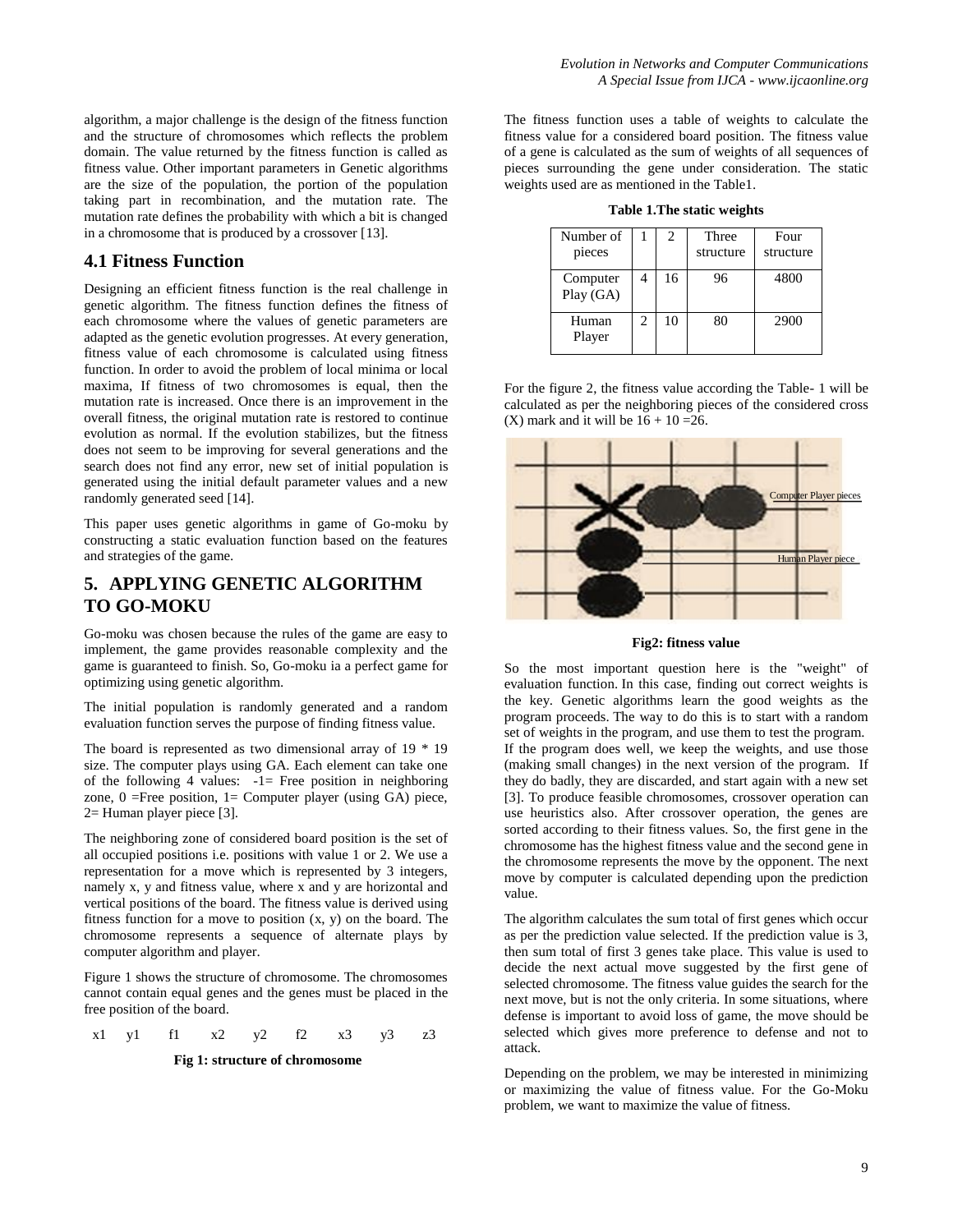algorithm, a major challenge is the design of the fitness function and the structure of chromosomes which reflects the problem domain. The value returned by the fitness function is called as fitness value. Other important parameters in Genetic algorithms are the size of the population, the portion of the population taking part in recombination, and the mutation rate. The mutation rate defines the probability with which a bit is changed in a chromosome that is produced by a crossover [13].

## 4.1 Fitness Function

Designing an efficient fitness function is the real challenge in genetic algorithm. The fitness function defines the fitness of each chromosome where the values of genetic parameters are adapted as the genetic evolution progresses. At every generation, fitness value of each chromosome is calculated using fitness function. In order to avoid the problem of local minima or local maxima, If fitness of two chromosomes is equal, then the mutation rate is increased. Once there is an improvement in the overall fitness, the original mutation rate is restored to continue evolution as normal. If the evolution stabilizes, but the fitness does not seem to be improving for several generations and the search does not find any error, new set of initial population is generated using the initial default parameter values and a new randomly generated seed [14].

This paper uses genetic algorithms in game of Go-moku by constructing a static evaluation function based on the features and strategies of the game.

## 5. APPLYING GENETIC ALGORITHM TO GO-MOKU

Go-moku was chosen because the rules of the game are easy to implement, the game provides reasonable complexity and the game is guaranteed to finish. So, Go-moku ia a perfect game for optimizing using genetic algorithm.

The initial population is randomly generated and a random evaluation function serves the purpose of finding fitness value.

The board is represented as two dimensional array of 19 * 19 size. The computer plays using GA. Each element can take one of the following 4 values: -1= Free position in neighboring zone, 0 =Free position, 1= Computer player (using GA) piece, 2= Human player piece [3].

The neighboring zone of considered board position is the set of all occupied positions i.e. positions with value 1 or 2. We use a representation for a move which is represented by 3 integers, namely x, y and fitness value, where x and y are horizontal and vertical positions of the board. The fitness value is derived using fitness function for a move to position (x, y) on the board. The chromosome represents a sequence of alternate plays by computer algorithm and player.

Figure 1 shows the structure of chromosome. The chromosomes cannot contain equal genes and the genes must be placed in the free position of the board.

x1 y1 f1 x2 y2 f2 x3 y3 z3

**Fig 1: structure of chromosome**

The fitness function uses a table of weights to calculate the fitness value for a considered board position. The fitness value of a gene is calculated as the sum of weights of all sequences of pieces surrounding the gene under consideration. The static weights used are as mentioned in the Table1.

**Table 1.The static weights**

| Number of pieces | 1 | 2 | Three structure | Four structure |
|---|---|---|---|---|
| Computer Play (GA) | 4 | 16 | 96 | 4800 |
| Human Player | 2 | 10 | 80 | 2900 |

For the figure 2, the fitness value according the Table- 1 will be calculated as per the neighboring pieces of the considered cross (X) mark and it will be 16 + 10 =26.

Computer Player pieces

Human Player piece

**Fig2: fitness value**

So the most important question here is the "weight" of evaluation function. In this case, finding out correct weights is the key. Genetic algorithms learn the good weights as the program proceeds. The way to do this is to start with a random set of weights in the program, and use them to test the program. If the program does well, we keep the weights, and use those (making small changes) in the next version of the program. If they do badly, they are discarded, and start again with a new set [3]. To produce feasible chromosomes, crossover operation can use heuristics also. After crossover operation, the genes are sorted according to their fitness values. So, the first gene in the chromosome has the highest fitness value and the second gene in the chromosome represents the move by the opponent. The next move by computer is calculated depending upon the prediction value.

The algorithm calculates the sum total of first genes which occur as per the prediction value selected. If the prediction value is 3, then sum total of first 3 genes take place. This value is used to decide the next actual move suggested by the first gene of selected chromosome. The fitness value guides the search for the next move, but is not the only criteria. In some situations, where defense is important to avoid loss of game, the move should be selected which gives more preference to defense and not to attack.

Depending on the problem, we may be interested in minimizing or maximizing the value of fitness value. For the Go-Moku problem, we want to maximize the value of fitness.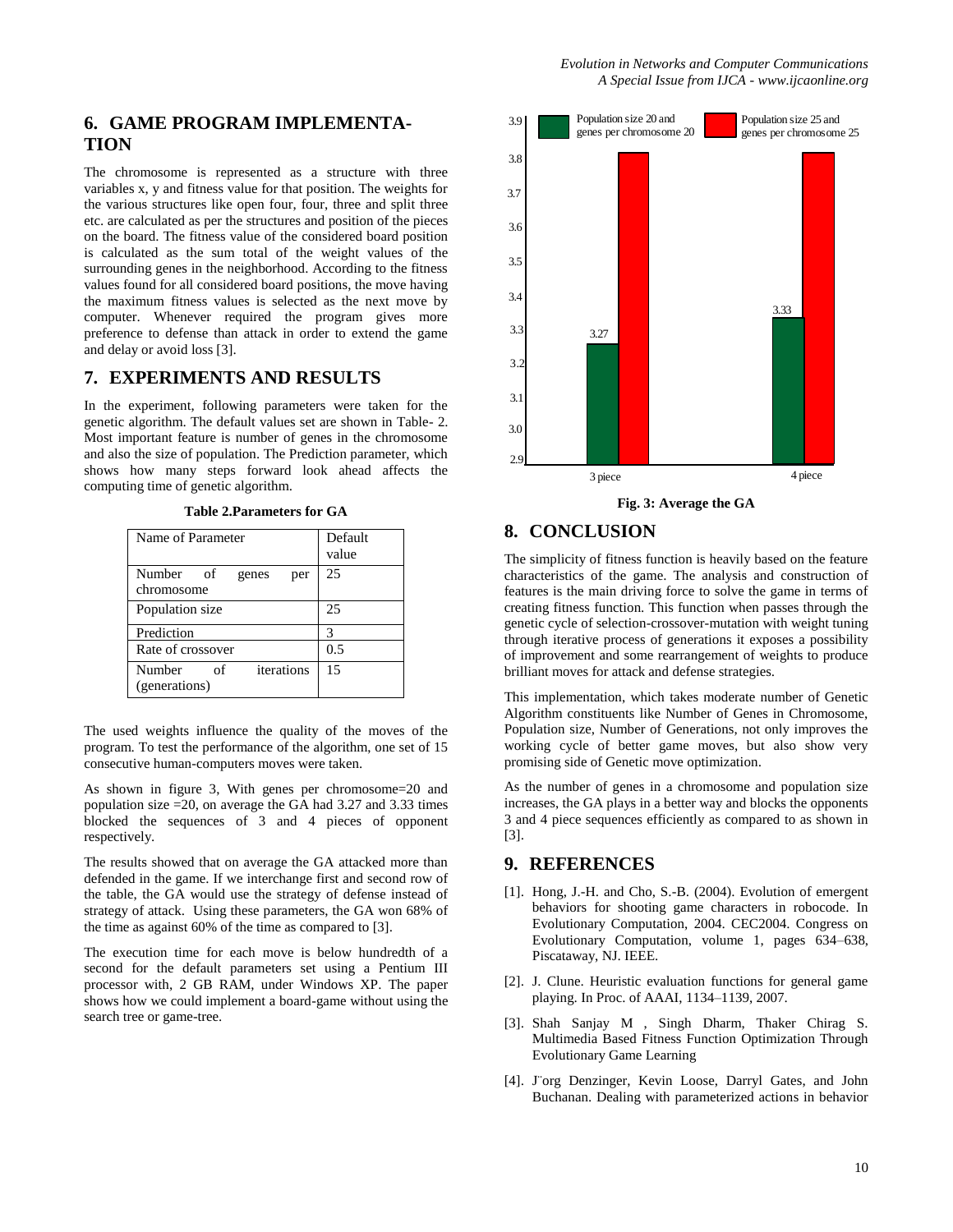## 6. GAME PROGRAM IMPLEMENTATION

The chromosome is represented as a structure with three variables x, y and fitness value for that position. The weights for the various structures like open four, four, three and split three etc. are calculated as per the structures and position of the pieces on the board. The fitness value of the considered board position is calculated as the sum total of the weight values of the surrounding genes in the neighborhood. According to the fitness values found for all considered board positions, the move having the maximum fitness values is selected as the next move by computer. Whenever required the program gives more preference to defense than attack in order to extend the game and delay or avoid loss [3].

## 7. EXPERIMENTS AND RESULTS

In the experiment, following parameters were taken for the genetic algorithm. The default values set are shown in Table- 2. Most important feature is number of genes in the chromosome and also the size of population. The Prediction parameter, which shows how many steps forward look ahead affects the computing time of genetic algorithm.

**Table 2.Parameters for GA**

| Name of Parameter | Default value |
|---|---|
| Number of genes per chromosome | 25 |
| Population size | 25 |
| Prediction | 3 |
| Rate of crossover | 0.5 |
| Number of iterations (generations) | 15 |

The used weights influence the quality of the moves of the program. To test the performance of the algorithm, one set of 15 consecutive human-computers moves were taken.

As shown in figure 3, With genes per chromosome=20 and population size =20, on average the GA had 3.27 and 3.33 times blocked the sequences of 3 and 4 pieces of opponent respectively.

The results showed that on average the GA attacked more than defended in the game. If we interchange first and second row of the table, the GA would use the strategy of defense instead of strategy of attack. Using these parameters, the GA won 68% of the time as against 60% of the time as compared to [3].

The execution time for each move is below hundredth of a second for the default parameters set using a Pentium III processor with, 2 GB RAM, under Windows XP. The paper shows how we could implement a board-game without using the search tree or game-tree.

Population size 20 and genes per chromosome 20

Population size 25 and genes per chromosome 25

3.9
3.8
3.7
3.6
3.5
3.4
3.3
3.2
3.1
3.0
2.9

3.27

3.33

3 piece

4 piece

**Fig. 3: Average the GA**

## 8. CONCLUSION

The simplicity of fitness function is heavily based on the feature characteristics of the game. The analysis and construction of features is the main driving force to solve the game in terms of creating fitness function. This function when passes through the genetic cycle of selection-crossover-mutation with weight tuning through iterative process of generations it exposes a possibility of improvement and some rearrangement of weights to produce brilliant moves for attack and defense strategies.

This implementation, which takes moderate number of Genetic Algorithm constituents like Number of Genes in Chromosome, Population size, Number of Generations, not only improves the working cycle of better game moves, but also show very promising side of Genetic move optimization.

As the number of genes in a chromosome and population size increases, the GA plays in a better way and blocks the opponents 3 and 4 piece sequences efficiently as compared to as shown in [3].

## 9. REFERENCES

[1]. Hong, J.-H. and Cho, S.-B. (2004). Evolution of emergent behaviors for shooting game characters in robocode. In Evolutionary Computation, 2004. CEC2004. Congress on Evolutionary Computation, volume 1, pages 634–638, Piscataway, NJ. IEEE.

[2]. J. Clune. Heuristic evaluation functions for general game playing. In Proc. of AAAI, 1134–1139, 2007.

[3]. Shah Sanjay M , Singh Dharm, Thaker Chirag S. Multimedia Based Fitness Function Optimization Through Evolutionary Game Learning

[4]. J¨org Denzinger, Kevin Loose, Darryl Gates, and John Buchanan. Dealing with parameterized actions in behavior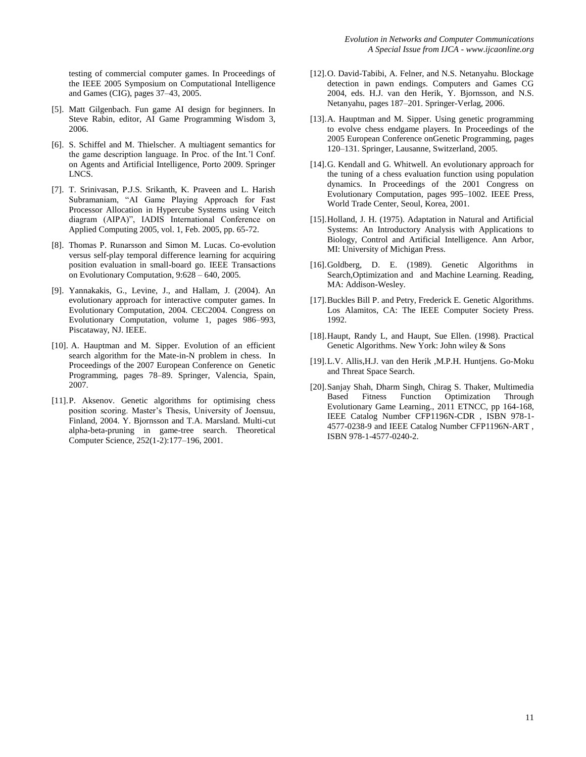testing of commercial computer games. In Proceedings of the IEEE 2005 Symposium on Computational Intelligence and Games (CIG), pages 37–43, 2005.

[5]. Matt Gilgenbach. Fun game AI design for beginners. In Steve Rabin, editor, AI Game Programming Wisdom 3, 2006.

[6]. S. Schiffel and M. Thielscher. A multiagent semantics for the game description language. In Proc. of the Int.'l Conf. on Agents and Artificial Intelligence, Porto 2009. Springer LNCS.

[7]. T. Srinivasan, P.J.S. Srikanth, K. Praveen and L. Harish Subramaniam, "AI Game Playing Approach for Fast Processor Allocation in Hypercube Systems using Veitch diagram (AIPA)", IADIS International Conference on Applied Computing 2005, vol. 1, Feb. 2005, pp. 65-72.

[8]. Thomas P. Runarsson and Simon M. Lucas. Co-evolution versus self-play temporal difference learning for acquiring position evaluation in small-board go. IEEE Transactions on Evolutionary Computation, 9:628 – 640, 2005.

[9]. Yannakakis, G., Levine, J., and Hallam, J. (2004). An evolutionary approach for interactive computer games. In Evolutionary Computation, 2004. CEC2004. Congress on Evolutionary Computation, volume 1, pages 986–993, Piscataway, NJ. IEEE.

[10]. A. Hauptman and M. Sipper. Evolution of an efficient search algorithm for the Mate-in-N problem in chess. In Proceedings of the 2007 European Conference on Genetic Programming, pages 78–89. Springer, Valencia, Spain, 2007.

[11]. P. Aksenov. Genetic algorithms for optimising chess position scoring. Master's Thesis, University of Joensuu, Finland, 2004. Y. Bjornsson and T.A. Marsland. Multi-cut alpha-beta-pruning in game-tree search. Theoretical Computer Science, 252(1-2):177–196, 2001.

[12]. O. David-Tabibi, A. Felner, and N.S. Netanyahu. Blockage detection in pawn endings. Computers and Games CG 2004, eds. H.J. van den Herik, Y. Bjornsson, and N.S. Netanyahu, pages 187–201. Springer-Verlag, 2006.

[13]. A. Hauptman and M. Sipper. Using genetic programming to evolve chess endgame players. In Proceedings of the 2005 European Conference onGenetic Programming, pages 120–131. Springer, Lausanne, Switzerland, 2005.

[14]. G. Kendall and G. Whitwell. An evolutionary approach for the tuning of a chess evaluation function using population dynamics. In Proceedings of the 2001 Congress on Evolutionary Computation, pages 995–1002. IEEE Press, World Trade Center, Seoul, Korea, 2001.

[15]. Holland, J. H. (1975). Adaptation in Natural and Artificial Systems: An Introductory Analysis with Applications to Biology, Control and Artificial Intelligence. Ann Arbor, MI: University of Michigan Press.

[16]. Goldberg, D. E. (1989). Genetic Algorithms in Search,Optimization and and Machine Learning. Reading, MA: Addison-Wesley.

[17]. Buckles Bill P. and Petry, Frederick E. Genetic Algorithms. Los Alamitos, CA: The IEEE Computer Society Press. 1992.

[18]. Haupt, Randy L, and Haupt, Sue Ellen. (1998). Practical Genetic Algorithms. New York: John wiley & Sons

[19]. L.V. Allis,H.J. van den Herik ,M.P.H. Huntjens. Go-Moku and Threat Space Search.

[20]. Sanjay Shah, Dharm Singh, Chirag S. Thaker, Multimedia Based Fitness Function Optimization Through Evolutionary Game Learning., 2011 ETNCC, pp 164-168, IEEE Catalog Number CFP1196N-CDR , ISBN 978-1-4577-0238-9 and IEEE Catalog Number CFP1196N-ART , ISBN 978-1-4577-0240-2.